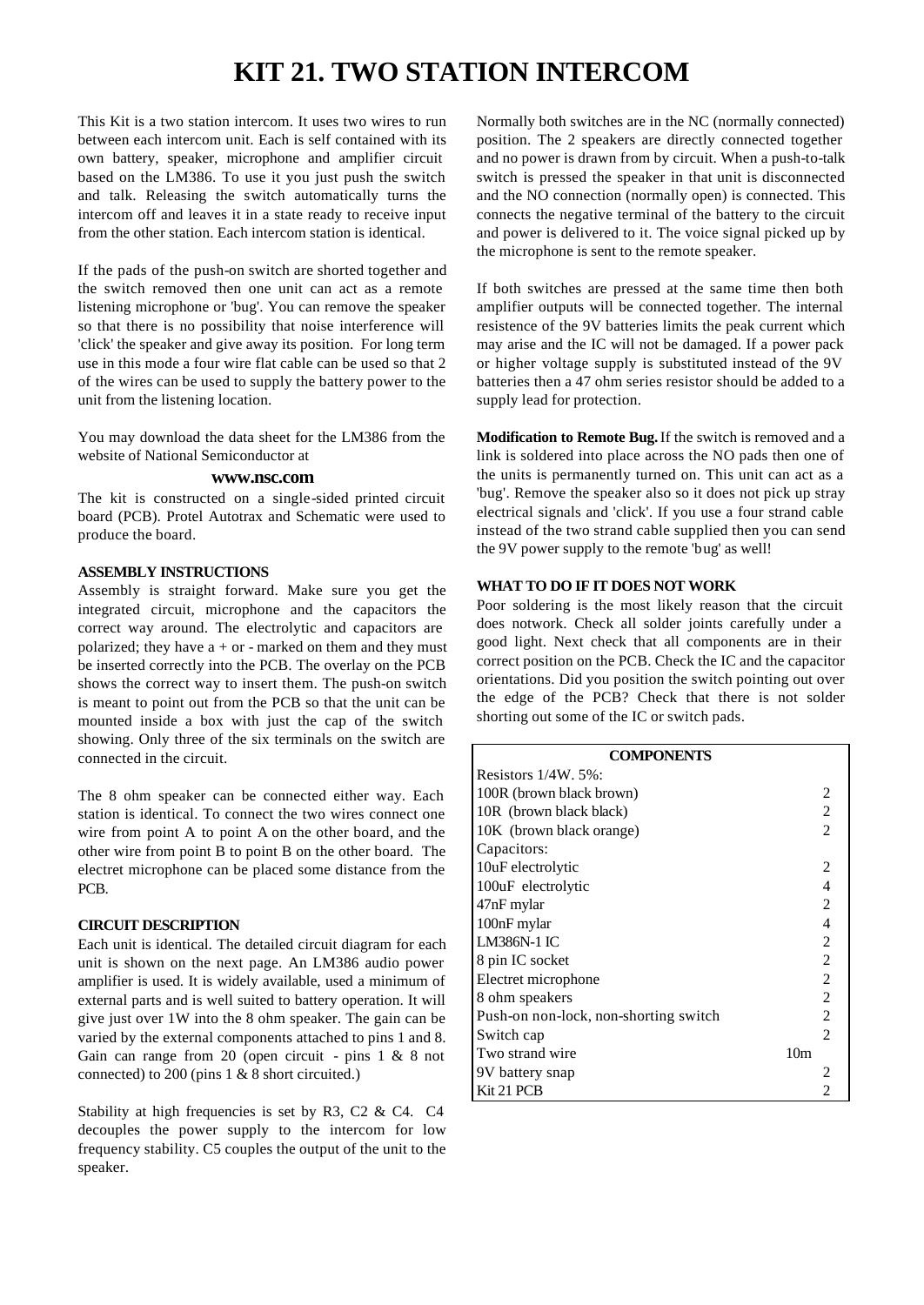# KIT 21. TWO STATION INTERCOM

This Kit is a two station intercom. It uses two wires to run between each intercom unit. Each is self contained with its own battery, speaker, microphone and amplifier circuit based on the LM386. To use it you just push the switch and talk. Releasing the switch automatically turns the intercom off and leaves it in a state ready to receive input from the other station. Each intercom station is identical.

If the pads of the push-on switch are shorted together and the switch removed then one unit can act as a remote listening microphone or 'bug'. You can remove the speaker so that there is no possibility that noise interference will 'click' the speaker and give away its position. For long term use in this mode a four wire flat cable can be used so that 2 of the wires can be used to supply the battery power to the unit from the listening location.

You may download the data sheet for the LM386 from the website of National Semiconductor at

**www.nsc.com**

The kit is constructed on a single-sided printed circuit board (PCB). Protel Autotrax and Schematic were used to produce the board.

### ASSEMBLY INSTRUCTIONS

Assembly is straight forward. Make sure you get the integrated circuit, microphone and the capacitors the correct way around. The electrolytic and capacitors are polarized; they have a + or - marked on them and they must be inserted correctly into the PCB. The overlay on the PCB shows the correct way to insert them. The push-on switch is meant to point out from the PCB so that the unit can be mounted inside a box with just the cap of the switch showing. Only three of the six terminals on the switch are connected in the circuit.

The 8 ohm speaker can be connected either way. Each station is identical. To connect the two wires connect one wire from point A to point A on the other board, and the other wire from point B to point B on the other board. The electret microphone can be placed some distance from the PCB.

### CIRCUIT DESCRIPTION

Each unit is identical. The detailed circuit diagram for each unit is shown on the next page. An LM386 audio power amplifier is used. It is widely available, used a minimum of external parts and is well suited to battery operation. It will give just over 1W into the 8 ohm speaker. The gain can be varied by the external components attached to pins 1 and 8. Gain can range from 20 (open circuit - pins 1 & 8 not connected) to 200 (pins 1 & 8 short circuited.)

Stability at high frequencies is set by R3, C2 & C4. C4 decouples the power supply to the intercom for low frequency stability. C5 couples the output of the unit to the speaker.

Normally both switches are in the NC (normally connected) position. The 2 speakers are directly connected together and no power is drawn from by circuit. When a push-to-talk switch is pressed the speaker in that unit is disconnected and the NO connection (normally open) is connected. This connects the negative terminal of the battery to the circuit and power is delivered to it. The voice signal picked up by the microphone is sent to the remote speaker.

If both switches are pressed at the same time then both amplifier outputs will be connected together. The internal resistence of the 9V batteries limits the peak current which may arise and the IC will not be damaged. If a power pack or higher voltage supply is substituted instead of the 9V batteries then a 47 ohm series resistor should be added to a supply lead for protection.

**Modification to Remote Bug.** If the switch is removed and a link is soldered into place across the NO pads then one of the units is permanently turned on. This unit can act as a 'bug'. Remove the speaker also so it does not pick up stray electrical signals and 'click'. If you use a four strand cable instead of the two strand cable supplied then you can send the 9V power supply to the remote 'bug' as well!

### WHAT TO DO IF IT DOES NOT WORK

Poor soldering is the most likely reason that the circuit does notwork. Check all solder joints carefully under a good light. Next check that all components are in their correct position on the PCB. Check the IC and the capacitor orientations. Did you position the switch pointing out over the edge of the PCB? Check that there is not solder shorting out some of the IC or switch pads.

| COMPONENTS | |
|---|---|
| Resistors 1/4W. 5%: | |
| 100R (brown black brown) | 2 |
| 10R (brown black black) | 2 |
| 10K (brown black orange) | 2 |
| Capacitors: | |
| 10uF electrolytic | 2 |
| 100uF electrolytic | 4 |
| 47nF mylar | 2 |
| 100nF mylar | 4 |
| LM386N-1 IC | 2 |
| 8 pin IC socket | 2 |
| Electret microphone | 2 |
| 8 ohm speakers | 2 |
| Push-on non-lock, non-shorting switch | 2 |
| Switch cap | 2 |
| Two strand wire | 10m |
| 9V battery snap | 2 |
| Kit 21 PCB | 2 |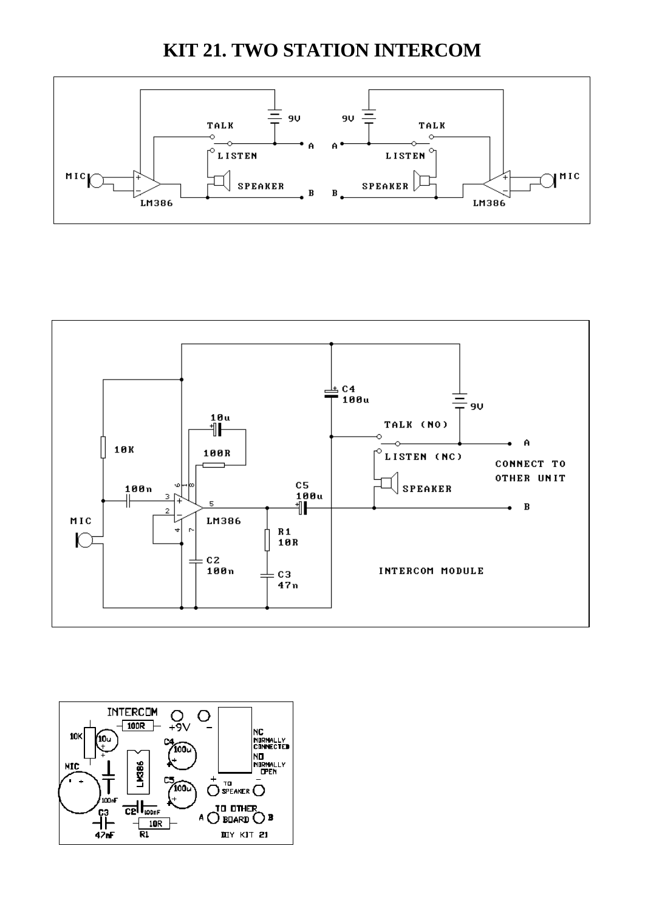# KIT 21. TWO STATION INTERCOM

MIC
LM386
TALK
LISTEN
SPEAKER
9V
A
B
A
B
9V
TALK
LISTEN
SPEAKER
MIC
LM386

10K
10u
100R
6
1
8
100n
3
2
4
7
5
LM386
MIC
C2
100n
R1
10R
C3
47n
C4
100u
C5
100u
9V
TALK (NO)
LISTEN (NC)
SPEAKER
A
CONNECT TO
OTHER UNIT
B
INTERCOM MODULE

INTERCOM
100R
+9V
−
10K
10u
C4
100u
NC
NORMALLY
CONNECTED
NO
NORMALLY
OPEN
MIC
LM386
100nF
C5
100u
TO
SPEAKER
C2
100nF
C3
47nF
10R
R1
TO OTHER
BOARD
A
B
DIY KIT 21